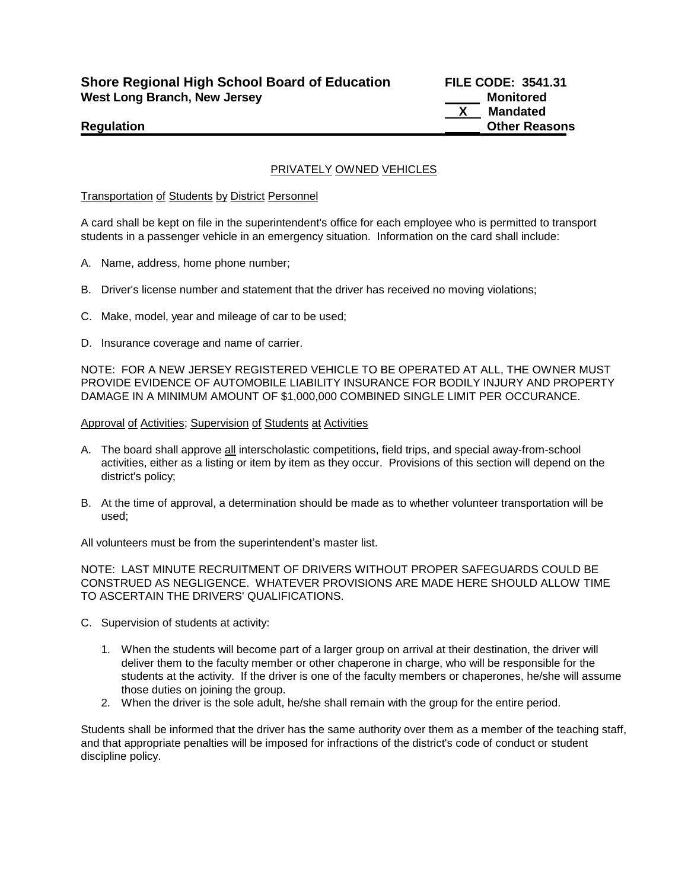**Shore Regional High School Board of Education** **FILE CODE: 3541.31**
**West Long Branch, New Jersey**

\_\_\_\_\_ **Monitored**
\_\_X\_\_ **Mandated**
\_\_\_\_\_ **Other Reasons**

**Regulation**

PRIVATELY OWNED VEHICLES

Transportation of Students by District Personnel

A card shall be kept on file in the superintendent's office for each employee who is permitted to transport students in a passenger vehicle in an emergency situation. Information on the card shall include:

A. Name, address, home phone number;

B. Driver's license number and statement that the driver has received no moving violations;

C. Make, model, year and mileage of car to be used;

D. Insurance coverage and name of carrier.

NOTE: FOR A NEW JERSEY REGISTERED VEHICLE TO BE OPERATED AT ALL, THE OWNER MUST PROVIDE EVIDENCE OF AUTOMOBILE LIABILITY INSURANCE FOR BODILY INJURY AND PROPERTY DAMAGE IN A MINIMUM AMOUNT OF $1,000,000 COMBINED SINGLE LIMIT PER OCCURANCE.

Approval of Activities; Supervision of Students at Activities

A. The board shall approve all interscholastic competitions, field trips, and special away-from-school activities, either as a listing or item by item as they occur. Provisions of this section will depend on the district's policy;

B. At the time of approval, a determination should be made as to whether volunteer transportation will be used;

All volunteers must be from the superintendent's master list.

NOTE: LAST MINUTE RECRUITMENT OF DRIVERS WITHOUT PROPER SAFEGUARDS COULD BE CONSTRUED AS NEGLIGENCE. WHATEVER PROVISIONS ARE MADE HERE SHOULD ALLOW TIME TO ASCERTAIN THE DRIVERS' QUALIFICATIONS.

C. Supervision of students at activity:

1. When the students will become part of a larger group on arrival at their destination, the driver will deliver them to the faculty member or other chaperone in charge, who will be responsible for the students at the activity. If the driver is one of the faculty members or chaperones, he/she will assume those duties on joining the group.
2. When the driver is the sole adult, he/she shall remain with the group for the entire period.

Students shall be informed that the driver has the same authority over them as a member of the teaching staff, and that appropriate penalties will be imposed for infractions of the district's code of conduct or student discipline policy.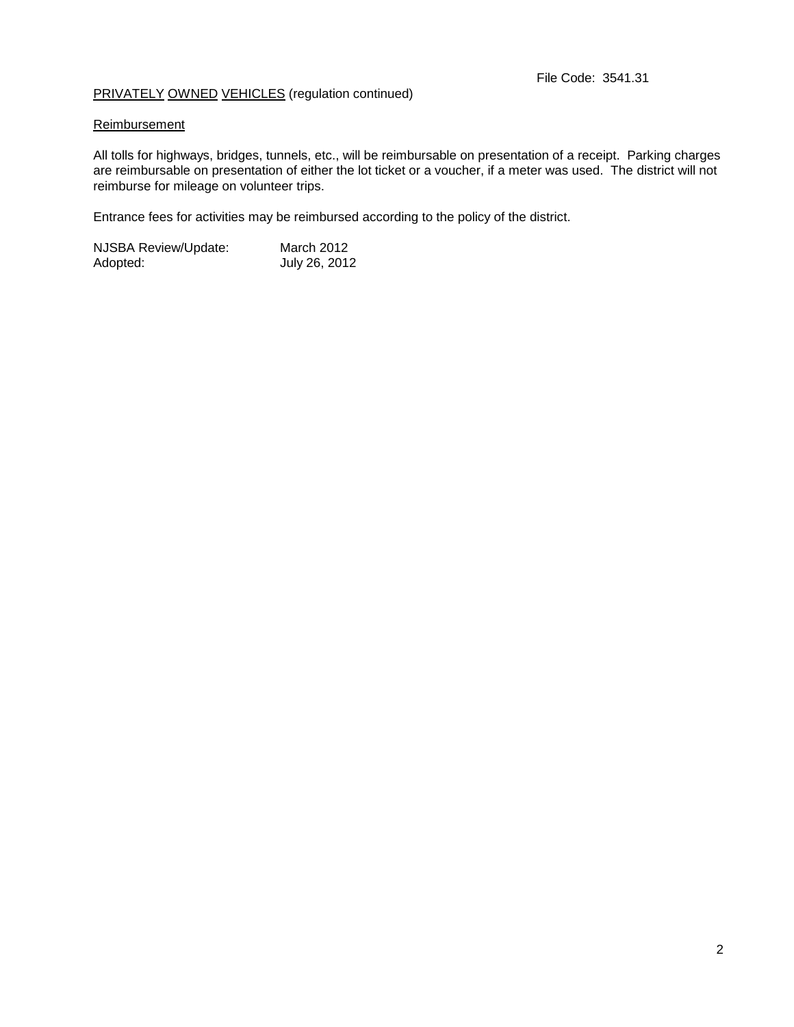File Code: 3541.31

PRIVATELY OWNED VEHICLES (regulation continued)

Reimbursement

All tolls for highways, bridges, tunnels, etc., will be reimbursable on presentation of a receipt. Parking charges are reimbursable on presentation of either the lot ticket or a voucher, if a meter was used. The district will not reimburse for mileage on volunteer trips.

Entrance fees for activities may be reimbursed according to the policy of the district.

| | |
|---|---|
| NJSBA Review/Update: | March 2012 |
| Adopted: | July 26, 2012 |